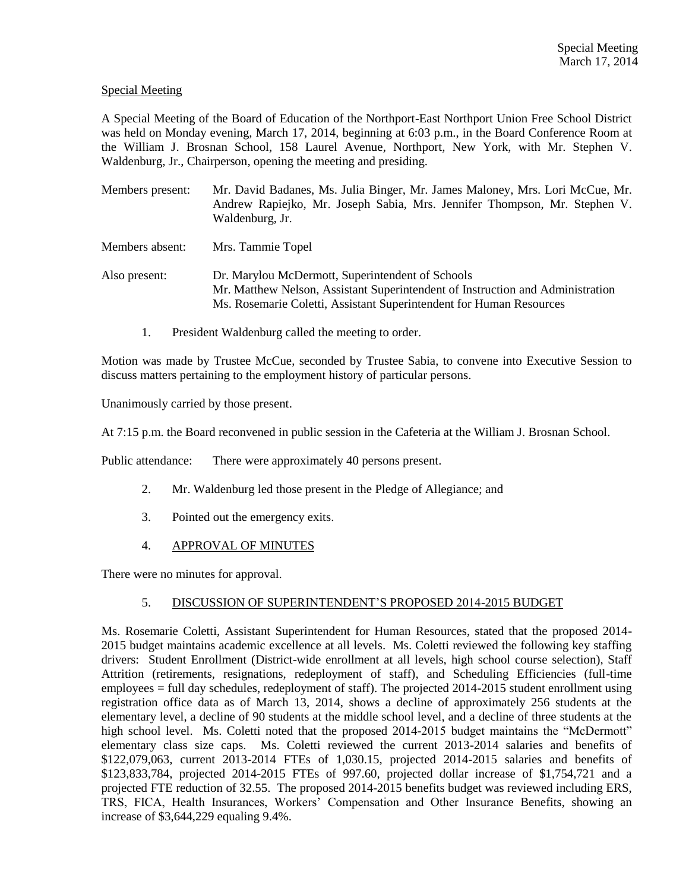## Special Meeting

A Special Meeting of the Board of Education of the Northport-East Northport Union Free School District was held on Monday evening, March 17, 2014, beginning at 6:03 p.m., in the Board Conference Room at the William J. Brosnan School, 158 Laurel Avenue, Northport, New York, with Mr. Stephen V. Waldenburg, Jr., Chairperson, opening the meeting and presiding.

| | |
|---|---|
| Members present: | Mr. David Badanes, Ms. Julia Binger, Mr. James Maloney, Mrs. Lori McCue, Mr. Andrew Rapiejko, Mr. Joseph Sabia, Mrs. Jennifer Thompson, Mr. Stephen V. Waldenburg, Jr. |
| Members absent: | Mrs. Tammie Topel |
| Also present: | Dr. Marylou McDermott, Superintendent of Schools<br>Mr. Matthew Nelson, Assistant Superintendent of Instruction and Administration<br>Ms. Rosemarie Coletti, Assistant Superintendent for Human Resources |

1. President Waldenburg called the meeting to order.

Motion was made by Trustee McCue, seconded by Trustee Sabia, to convene into Executive Session to discuss matters pertaining to the employment history of particular persons.

Unanimously carried by those present.

At 7:15 p.m. the Board reconvened in public session in the Cafeteria at the William J. Brosnan School.

Public attendance: There were approximately 40 persons present.

2. Mr. Waldenburg led those present in the Pledge of Allegiance; and

3. Pointed out the emergency exits.

4. APPROVAL OF MINUTES

There were no minutes for approval.

5. DISCUSSION OF SUPERINTENDENT'S PROPOSED 2014-2015 BUDGET

Ms. Rosemarie Coletti, Assistant Superintendent for Human Resources, stated that the proposed 2014-2015 budget maintains academic excellence at all levels. Ms. Coletti reviewed the following key staffing drivers: Student Enrollment (District-wide enrollment at all levels, high school course selection), Staff Attrition (retirements, resignations, redeployment of staff), and Scheduling Efficiencies (full-time employees = full day schedules, redeployment of staff). The projected 2014-2015 student enrollment using registration office data as of March 13, 2014, shows a decline of approximately 256 students at the elementary level, a decline of 90 students at the middle school level, and a decline of three students at the high school level. Ms. Coletti noted that the proposed 2014-2015 budget maintains the "McDermott" elementary class size caps. Ms. Coletti reviewed the current 2013-2014 salaries and benefits of $122,079,063, current 2013-2014 FTEs of 1,030.15, projected 2014-2015 salaries and benefits of $123,833,784, projected 2014-2015 FTEs of 997.60, projected dollar increase of $1,754,721 and a projected FTE reduction of 32.55. The proposed 2014-2015 benefits budget was reviewed including ERS, TRS, FICA, Health Insurances, Workers' Compensation and Other Insurance Benefits, showing an increase of $3,644,229 equaling 9.4%.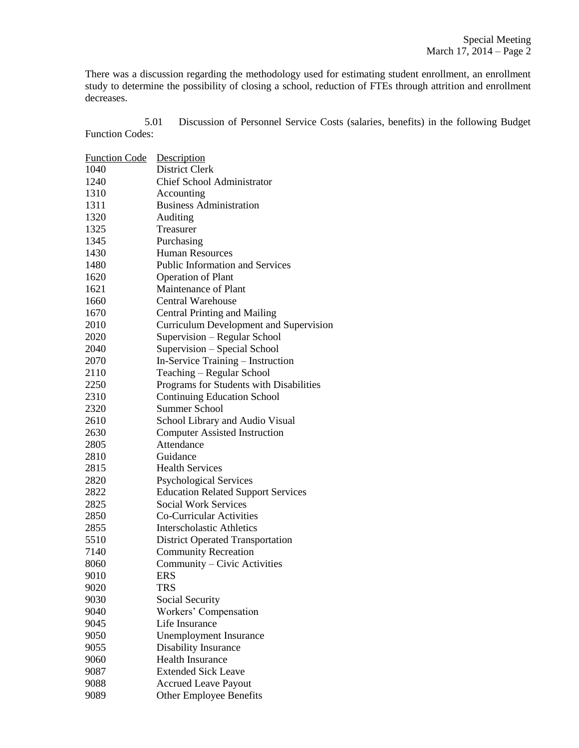There was a discussion regarding the methodology used for estimating student enrollment, an enrollment study to determine the possibility of closing a school, reduction of FTEs through attrition and enrollment decreases.

5.01 Discussion of Personnel Service Costs (salaries, benefits) in the following Budget Function Codes:

| Function Code | Description |
|---|---|
| 1040 | District Clerk |
| 1240 | Chief School Administrator |
| 1310 | Accounting |
| 1311 | Business Administration |
| 1320 | Auditing |
| 1325 | Treasurer |
| 1345 | Purchasing |
| 1430 | Human Resources |
| 1480 | Public Information and Services |
| 1620 | Operation of Plant |
| 1621 | Maintenance of Plant |
| 1660 | Central Warehouse |
| 1670 | Central Printing and Mailing |
| 2010 | Curriculum Development and Supervision |
| 2020 | Supervision – Regular School |
| 2040 | Supervision – Special School |
| 2070 | In-Service Training – Instruction |
| 2110 | Teaching – Regular School |
| 2250 | Programs for Students with Disabilities |
| 2310 | Continuing Education School |
| 2320 | Summer School |
| 2610 | School Library and Audio Visual |
| 2630 | Computer Assisted Instruction |
| 2805 | Attendance |
| 2810 | Guidance |
| 2815 | Health Services |
| 2820 | Psychological Services |
| 2822 | Education Related Support Services |
| 2825 | Social Work Services |
| 2850 | Co-Curricular Activities |
| 2855 | Interscholastic Athletics |
| 5510 | District Operated Transportation |
| 7140 | Community Recreation |
| 8060 | Community – Civic Activities |
| 9010 | ERS |
| 9020 | TRS |
| 9030 | Social Security |
| 9040 | Workers' Compensation |
| 9045 | Life Insurance |
| 9050 | Unemployment Insurance |
| 9055 | Disability Insurance |
| 9060 | Health Insurance |
| 9087 | Extended Sick Leave |
| 9088 | Accrued Leave Payout |
| 9089 | Other Employee Benefits |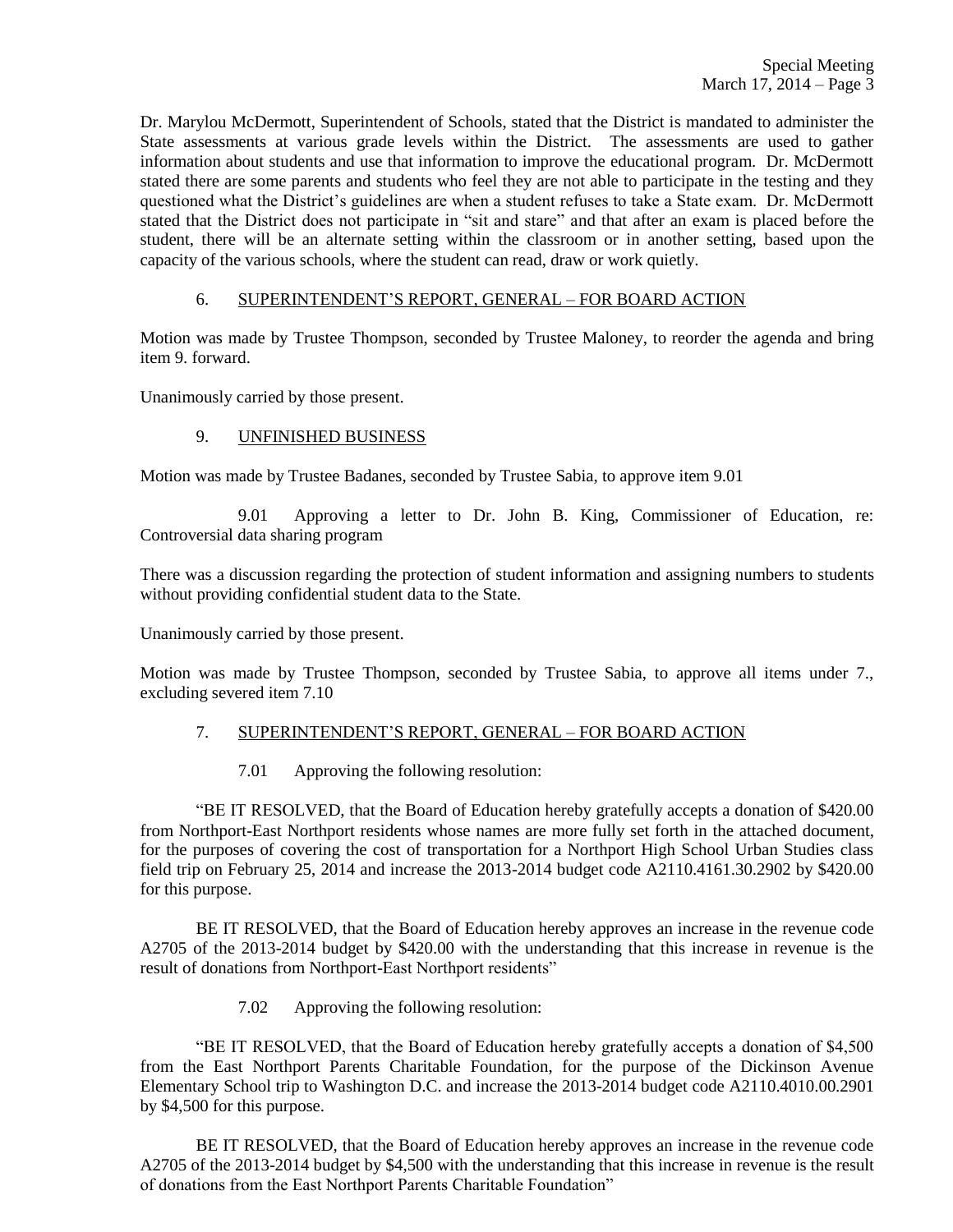Dr. Marylou McDermott, Superintendent of Schools, stated that the District is mandated to administer the State assessments at various grade levels within the District. The assessments are used to gather information about students and use that information to improve the educational program. Dr. McDermott stated there are some parents and students who feel they are not able to participate in the testing and they questioned what the District's guidelines are when a student refuses to take a State exam. Dr. McDermott stated that the District does not participate in "sit and stare" and that after an exam is placed before the student, there will be an alternate setting within the classroom or in another setting, based upon the capacity of the various schools, where the student can read, draw or work quietly.

6. <u>SUPERINTENDENT'S REPORT, GENERAL – FOR BOARD ACTION</u>

Motion was made by Trustee Thompson, seconded by Trustee Maloney, to reorder the agenda and bring item 9. forward.

Unanimously carried by those present.

9. <u>UNFINISHED BUSINESS</u>

Motion was made by Trustee Badanes, seconded by Trustee Sabia, to approve item 9.01

9.01 Approving a letter to Dr. John B. King, Commissioner of Education, re: Controversial data sharing program

There was a discussion regarding the protection of student information and assigning numbers to students without providing confidential student data to the State.

Unanimously carried by those present.

Motion was made by Trustee Thompson, seconded by Trustee Sabia, to approve all items under 7., excluding severed item 7.10

7. <u>SUPERINTENDENT'S REPORT, GENERAL – FOR BOARD ACTION</u>

7.01 Approving the following resolution:

"BE IT RESOLVED, that the Board of Education hereby gratefully accepts a donation of $420.00 from Northport-East Northport residents whose names are more fully set forth in the attached document, for the purposes of covering the cost of transportation for a Northport High School Urban Studies class field trip on February 25, 2014 and increase the 2013-2014 budget code A2110.4161.30.2902 by $420.00 for this purpose.

BE IT RESOLVED, that the Board of Education hereby approves an increase in the revenue code A2705 of the 2013-2014 budget by $420.00 with the understanding that this increase in revenue is the result of donations from Northport-East Northport residents"

7.02 Approving the following resolution:

"BE IT RESOLVED, that the Board of Education hereby gratefully accepts a donation of $4,500 from the East Northport Parents Charitable Foundation, for the purpose of the Dickinson Avenue Elementary School trip to Washington D.C. and increase the 2013-2014 budget code A2110.4010.00.2901 by $4,500 for this purpose.

BE IT RESOLVED, that the Board of Education hereby approves an increase in the revenue code A2705 of the 2013-2014 budget by $4,500 with the understanding that this increase in revenue is the result of donations from the East Northport Parents Charitable Foundation"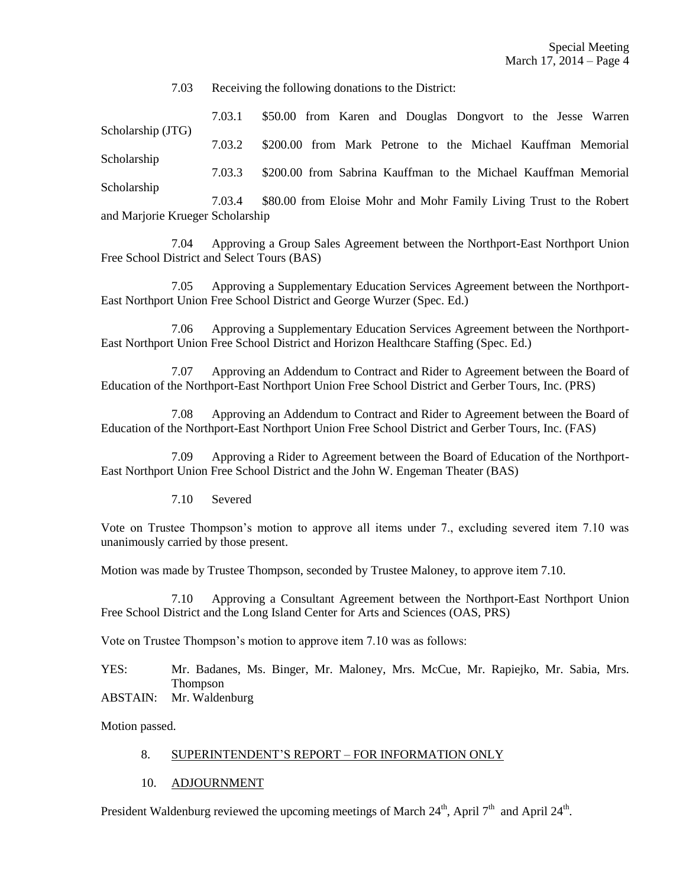7.03 Receiving the following donations to the District:

7.03.1 $50.00 from Karen and Douglas Dongvort to the Jesse Warren Scholarship (JTG)

7.03.2 $200.00 from Mark Petrone to the Michael Kauffman Memorial Scholarship

7.03.3 $200.00 from Sabrina Kauffman to the Michael Kauffman Memorial Scholarship

7.03.4 $80.00 from Eloise Mohr and Mohr Family Living Trust to the Robert and Marjorie Krueger Scholarship

7.04 Approving a Group Sales Agreement between the Northport-East Northport Union Free School District and Select Tours (BAS)

7.05 Approving a Supplementary Education Services Agreement between the Northport-East Northport Union Free School District and George Wurzer (Spec. Ed.)

7.06 Approving a Supplementary Education Services Agreement between the Northport-East Northport Union Free School District and Horizon Healthcare Staffing (Spec. Ed.)

7.07 Approving an Addendum to Contract and Rider to Agreement between the Board of Education of the Northport-East Northport Union Free School District and Gerber Tours, Inc. (PRS)

7.08 Approving an Addendum to Contract and Rider to Agreement between the Board of Education of the Northport-East Northport Union Free School District and Gerber Tours, Inc. (FAS)

7.09 Approving a Rider to Agreement between the Board of Education of the Northport-East Northport Union Free School District and the John W. Engeman Theater (BAS)

7.10 Severed

Vote on Trustee Thompson's motion to approve all items under 7., excluding severed item 7.10 was unanimously carried by those present.

Motion was made by Trustee Thompson, seconded by Trustee Maloney, to approve item 7.10.

7.10 Approving a Consultant Agreement between the Northport-East Northport Union Free School District and the Long Island Center for Arts and Sciences (OAS, PRS)

Vote on Trustee Thompson's motion to approve item 7.10 was as follows:

YES: Mr. Badanes, Ms. Binger, Mr. Maloney, Mrs. McCue, Mr. Rapiejko, Mr. Sabia, Mrs. Thompson

ABSTAIN: Mr. Waldenburg

Motion passed.

8. SUPERINTENDENT'S REPORT – FOR INFORMATION ONLY

10. ADJOURNMENT

President Waldenburg reviewed the upcoming meetings of March 24th, April 7th and April 24th.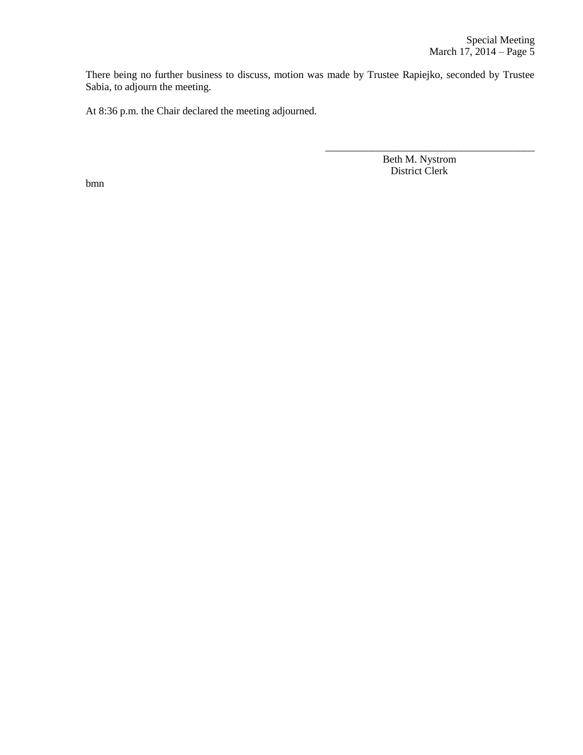There being no further business to discuss, motion was made by Trustee Rapiejko, seconded by Trustee Sabia, to adjourn the meeting.

At 8:36 p.m. the Chair declared the meeting adjourned.

\_\_\_\_\_\_\_\_\_\_\_\_\_\_\_\_\_\_\_\_\_\_\_\_\_\_\_\_\_\_\_\_\_\_\_\_\_\_\_\_

Beth M. Nystrom
District Clerk

bmn